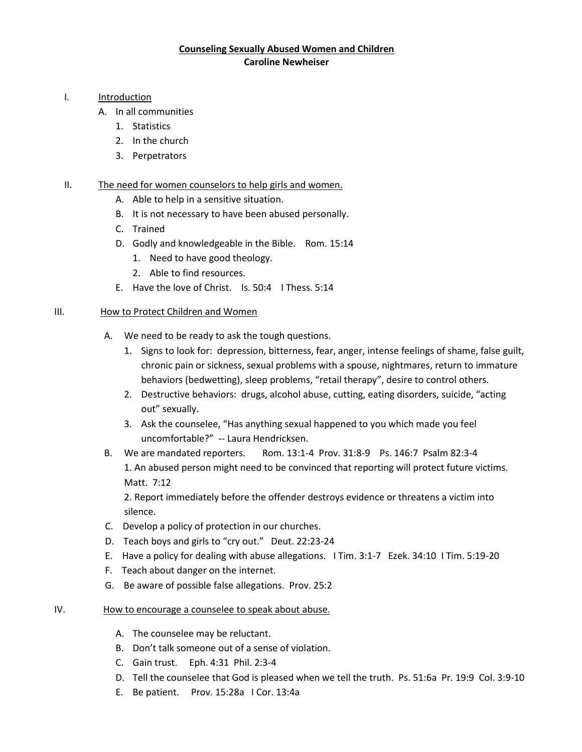# Counseling Sexually Abused Women and Children

**Caroline Newheiser**

I. Introduction
   A. In all communities
      1. Statistics
      2. In the church
      3. Perpetrators

II. The need for women counselors to help girls and women.
   A. Able to help in a sensitive situation.
   B. It is not necessary to have been abused personally.
   C. Trained
   D. Godly and knowledgeable in the Bible. Rom. 15:14
      1. Need to have good theology.
      2. Able to find resources.
   E. Have the love of Christ. Is. 50:4 I Thess. 5:14

III. How to Protect Children and Women
   A. We need to be ready to ask the tough questions.
      1. Signs to look for: depression, bitterness, fear, anger, intense feelings of shame, false guilt, chronic pain or sickness, sexual problems with a spouse, nightmares, return to immature behaviors (bedwetting), sleep problems, "retail therapy", desire to control others.
      2. Destructive behaviors: drugs, alcohol abuse, cutting, eating disorders, suicide, "acting out" sexually.
      3. Ask the counselee, "Has anything sexual happened to you which made you feel uncomfortable?" -- Laura Hendricksen.
   B. We are mandated reporters. Rom. 13:1-4 Prov. 31:8-9 Ps. 146:7 Psalm 82:3-4
      1. An abused person might need to be convinced that reporting will protect future victims. Matt. 7:12
      2. Report immediately before the offender destroys evidence or threatens a victim into silence.
   C. Develop a policy of protection in our churches.
   D. Teach boys and girls to "cry out." Deut. 22:23-24
   E. Have a policy for dealing with abuse allegations. I Tim. 3:1-7 Ezek. 34:10 I Tim. 5:19-20
   F. Teach about danger on the internet.
   G. Be aware of possible false allegations. Prov. 25:2

IV. How to encourage a counselee to speak about abuse.
   A. The counselee may be reluctant.
   B. Don't talk someone out of a sense of violation.
   C. Gain trust. Eph. 4:31 Phil. 2:3-4
   D. Tell the counselee that God is pleased when we tell the truth. Ps. 51:6a Pr. 19:9 Col. 3:9-10
   E. Be patient. Prov. 15:28a I Cor. 13:4a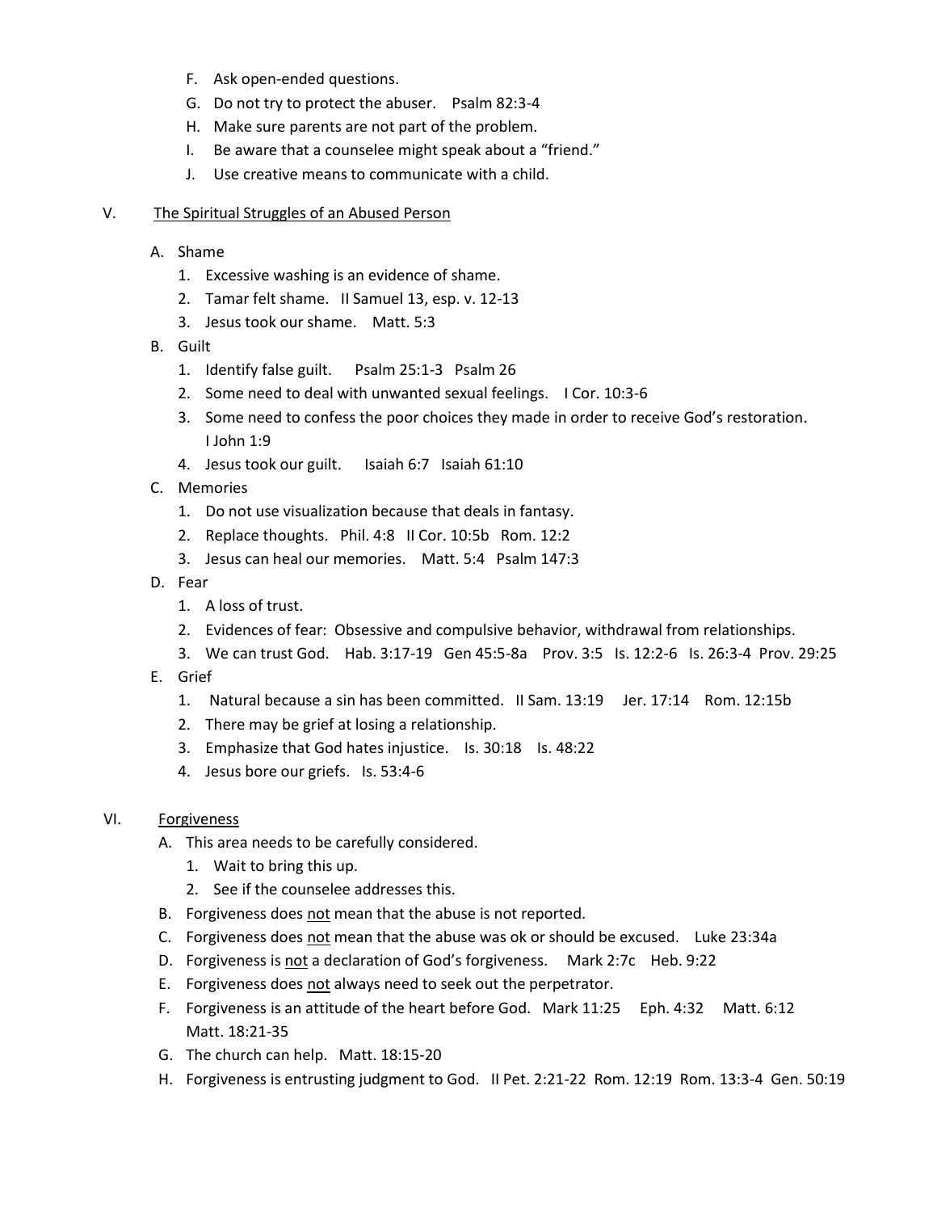F. Ask open-ended questions.
G. Do not try to protect the abuser. Psalm 82:3-4
H. Make sure parents are not part of the problem.
I. Be aware that a counselee might speak about a "friend."
J. Use creative means to communicate with a child.

V. <u>The Spiritual Struggles of an Abused Person</u>

- A. Shame
  1. Excessive washing is an evidence of shame.
  2. Tamar felt shame. II Samuel 13, esp. v. 12-13
  3. Jesus took our shame. Matt. 5:3
- B. Guilt
  1. Identify false guilt. Psalm 25:1-3 Psalm 26
  2. Some need to deal with unwanted sexual feelings. I Cor. 10:3-6
  3. Some need to confess the poor choices they made in order to receive God's restoration. I John 1:9
  4. Jesus took our guilt. Isaiah 6:7 Isaiah 61:10
- C. Memories
  1. Do not use visualization because that deals in fantasy.
  2. Replace thoughts. Phil. 4:8 II Cor. 10:5b Rom. 12:2
  3. Jesus can heal our memories. Matt. 5:4 Psalm 147:3
- D. Fear
  1. A loss of trust.
  2. Evidences of fear: Obsessive and compulsive behavior, withdrawal from relationships.
  3. We can trust God. Hab. 3:17-19 Gen 45:5-8a Prov. 3:5 Is. 12:2-6 Is. 26:3-4 Prov. 29:25
- E. Grief
  1. Natural because a sin has been committed. II Sam. 13:19 Jer. 17:14 Rom. 12:15b
  2. There may be grief at losing a relationship.
  3. Emphasize that God hates injustice. Is. 30:18 Is. 48:22
  4. Jesus bore our griefs. Is. 53:4-6

VI. <u>Forgiveness</u>

- A. This area needs to be carefully considered.
  1. Wait to bring this up.
  2. See if the counselee addresses this.
- B. Forgiveness does <u>not</u> mean that the abuse is not reported.
- C. Forgiveness does <u>not</u> mean that the abuse was ok or should be excused. Luke 23:34a
- D. Forgiveness is <u>not</u> a declaration of God's forgiveness. Mark 2:7c Heb. 9:22
- E. Forgiveness does <u>not</u> always need to seek out the perpetrator.
- F. Forgiveness is an attitude of the heart before God. Mark 11:25 Eph. 4:32 Matt. 6:12 Matt. 18:21-35
- G. The church can help. Matt. 18:15-20
- H. Forgiveness is entrusting judgment to God. II Pet. 2:21-22 Rom. 12:19 Rom. 13:3-4 Gen. 50:19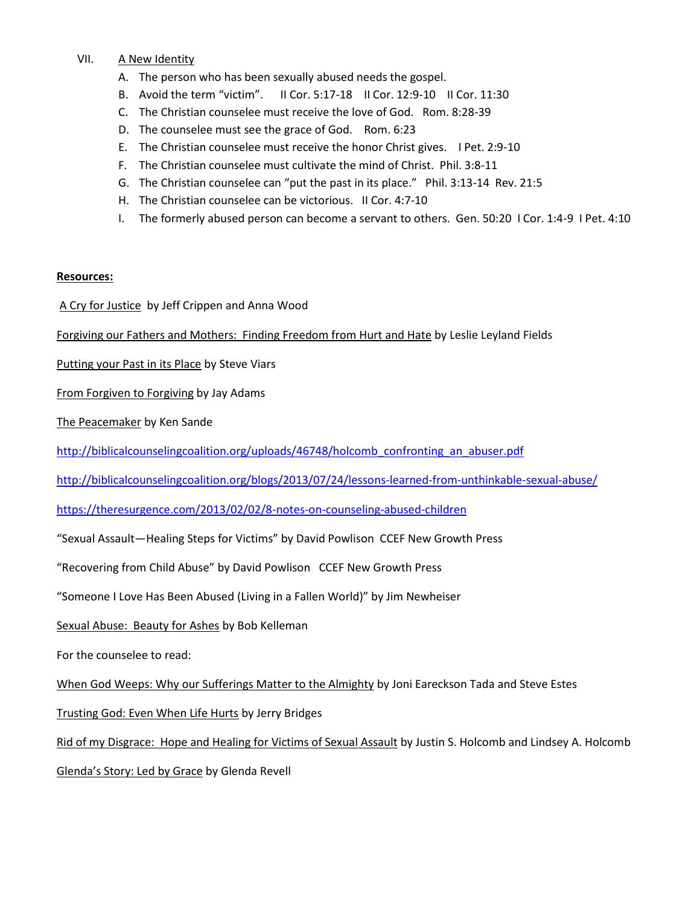VII. <u>A New Identity</u>

A. The person who has been sexually abused needs the gospel.
B. Avoid the term "victim". II Cor. 5:17-18 II Cor. 12:9-10 II Cor. 11:30
C. The Christian counselee must receive the love of God. Rom. 8:28-39
D. The counselee must see the grace of God. Rom. 6:23
E. The Christian counselee must receive the honor Christ gives. I Pet. 2:9-10
F. The Christian counselee must cultivate the mind of Christ. Phil. 3:8-11
G. The Christian counselee can "put the past in its place." Phil. 3:13-14 Rev. 21:5
H. The Christian counselee can be victorious. II Cor. 4:7-10
I. The formerly abused person can become a servant to others. Gen. 50:20 I Cor. 1:4-9 I Pet. 4:10

**<u>Resources:</u>**

<u>A Cry for Justice</u> by Jeff Crippen and Anna Wood

<u>Forgiving our Fathers and Mothers: Finding Freedom from Hurt and Hate</u> by Leslie Leyland Fields

<u>Putting your Past in its Place</u> by Steve Viars

<u>From Forgiven to Forgiving</u> by Jay Adams

<u>The Peacemaker</u> by Ken Sande

http://biblicalcounselingcoalition.org/uploads/46748/holcomb_confronting_an_abuser.pdf

http://biblicalcounselingcoalition.org/blogs/2013/07/24/lessons-learned-from-unthinkable-sexual-abuse/

https://theresurgence.com/2013/02/02/8-notes-on-counseling-abused-children

"Sexual Assault—Healing Steps for Victims" by David Powlison CCEF New Growth Press

"Recovering from Child Abuse" by David Powlison CCEF New Growth Press

"Someone I Love Has Been Abused (Living in a Fallen World)" by Jim Newheiser

<u>Sexual Abuse: Beauty for Ashes</u> by Bob Kelleman

For the counselee to read:

<u>When God Weeps: Why our Sufferings Matter to the Almighty</u> by Joni Eareckson Tada and Steve Estes

<u>Trusting God: Even When Life Hurts</u> by Jerry Bridges

<u>Rid of my Disgrace: Hope and Healing for Victims of Sexual Assault</u> by Justin S. Holcomb and Lindsey A. Holcomb

<u>Glenda's Story: Led by Grace</u> by Glenda Revell